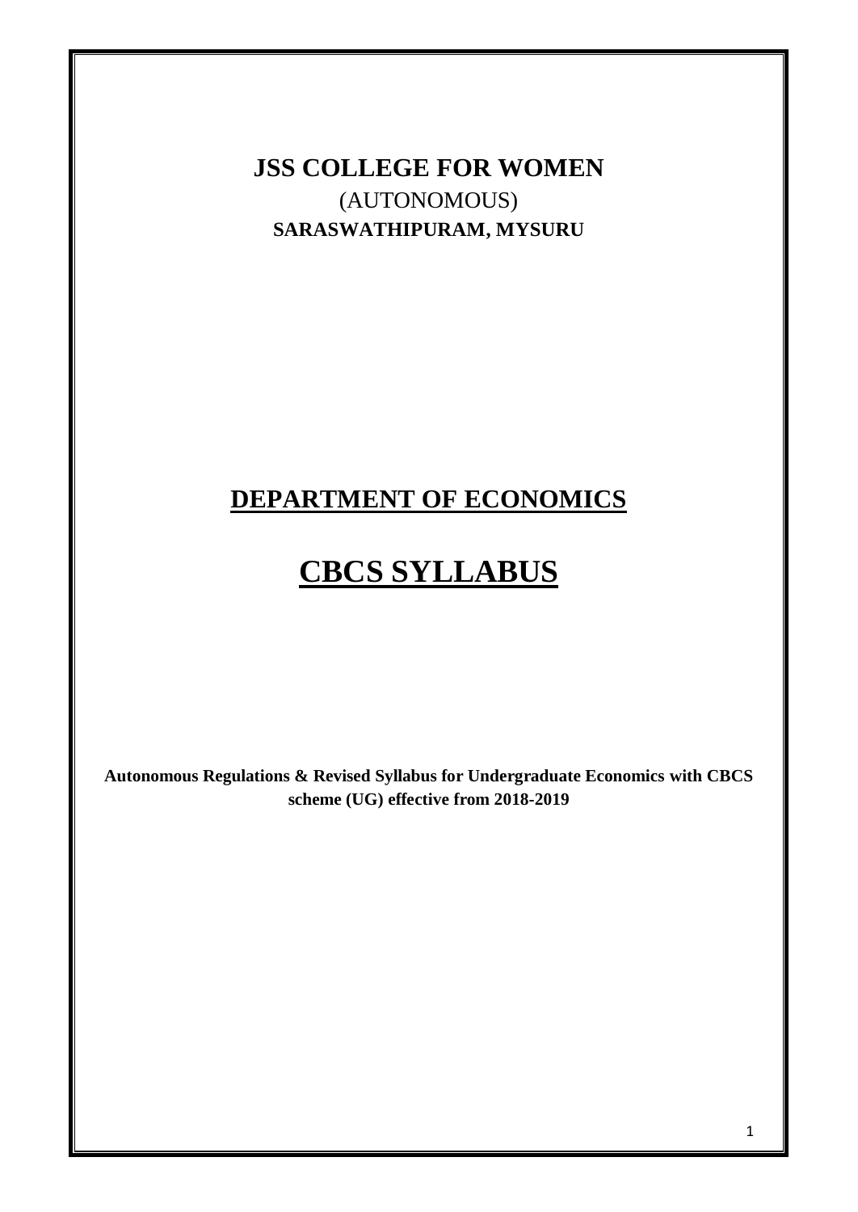# JSS COLLEGE FOR WOMEN

(AUTONOMOUS)

**SARASWATHIPURAM, MYSURU**

## DEPARTMENT OF ECONOMICS

# CBCS SYLLABUS

**Autonomous Regulations & Revised Syllabus for Undergraduate Economics with CBCS scheme (UG) effective from 2018-2019**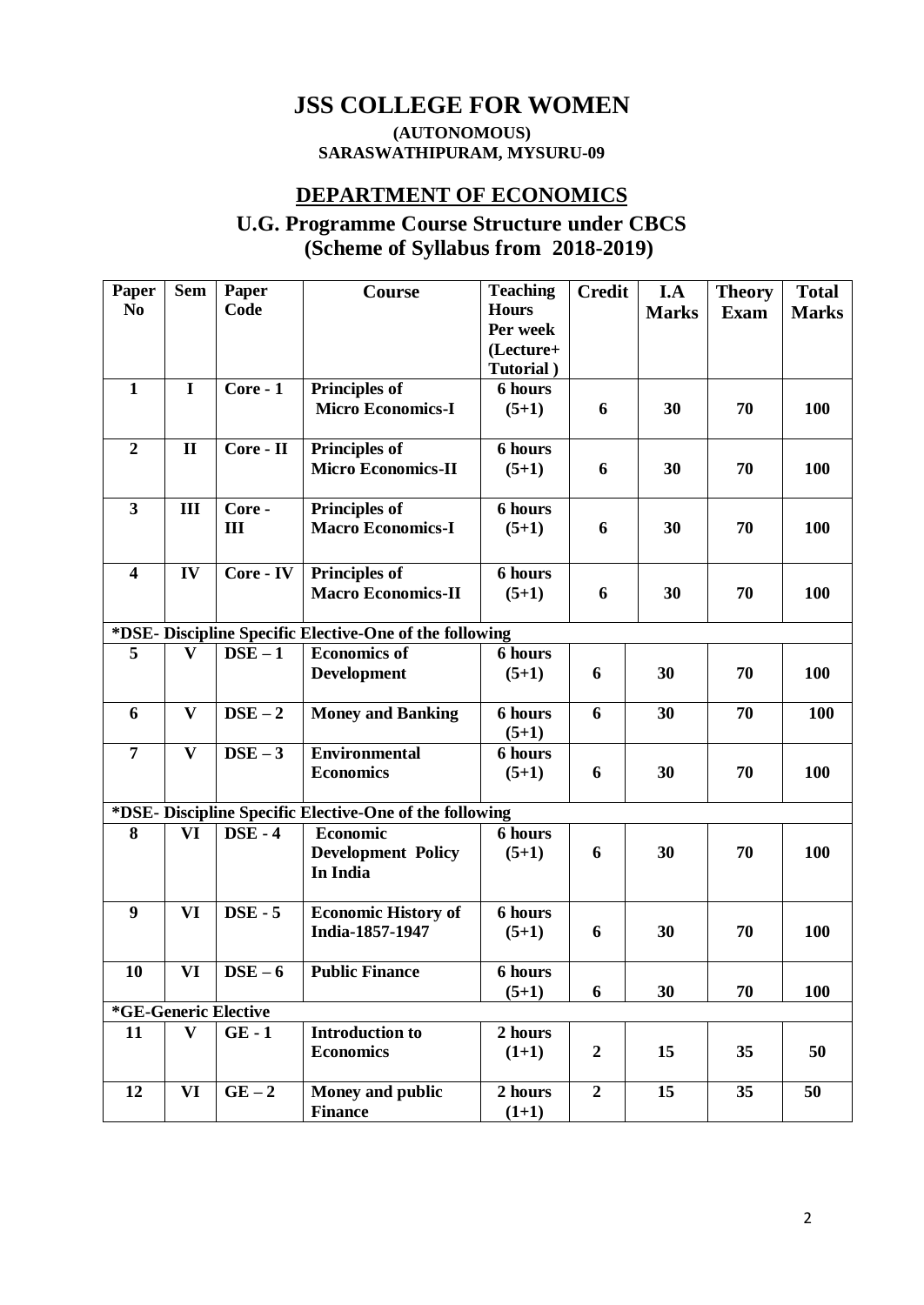# JSS COLLEGE FOR WOMEN

**(AUTONOMOUS)**
**SARASWATHIPURAM, MYSURU-09**

## DEPARTMENT OF ECONOMICS

## U.G. Programme Course Structure under CBCS (Scheme of Syllabus from 2018-2019)

| Paper No | Sem | Paper Code | Course | Teaching Hours Per week (Lecture+ Tutorial ) | Credit | I.A Marks | Theory Exam | Total Marks |
|---|---|---|---|---|---|---|---|---|
| 1 | I | Core - 1 | Principles of Micro Economics-I | 6 hours (5+1) | 6 | 30 | 70 | 100 |
| 2 | II | Core - II | Principles of Micro Economics-II | 6 hours (5+1) | 6 | 30 | 70 | 100 |
| 3 | III | Core - III | Principles of Macro Economics-I | 6 hours (5+1) | 6 | 30 | 70 | 100 |
| 4 | IV | Core - IV | Principles of Macro Economics-II | 6 hours (5+1) | 6 | 30 | 70 | 100 |
| *DSE- Discipline Specific Elective-One of the following | | | | | | | | |
| 5 | V | DSE – 1 | Economics of Development | 6 hours (5+1) | 6 | 30 | 70 | 100 |
| 6 | V | DSE – 2 | Money and Banking | 6 hours (5+1) | 6 | 30 | 70 | 100 |
| 7 | V | DSE – 3 | Environmental Economics | 6 hours (5+1) | 6 | 30 | 70 | 100 |
| *DSE- Discipline Specific Elective-One of the following | | | | | | | | |
| 8 | VI | DSE - 4 | Economic Development Policy In India | 6 hours (5+1) | 6 | 30 | 70 | 100 |
| 9 | VI | DSE - 5 | Economic History of India-1857-1947 | 6 hours (5+1) | 6 | 30 | 70 | 100 |
| 10 | VI | DSE – 6 | Public Finance | 6 hours (5+1) | 6 | 30 | 70 | 100 |
| *GE-Generic Elective | | | | | | | | |
| 11 | V | GE - 1 | Introduction to Economics | 2 hours (1+1) | 2 | 15 | 35 | 50 |
| 12 | VI | GE – 2 | Money and public Finance | 2 hours (1+1) | 2 | 15 | 35 | 50 |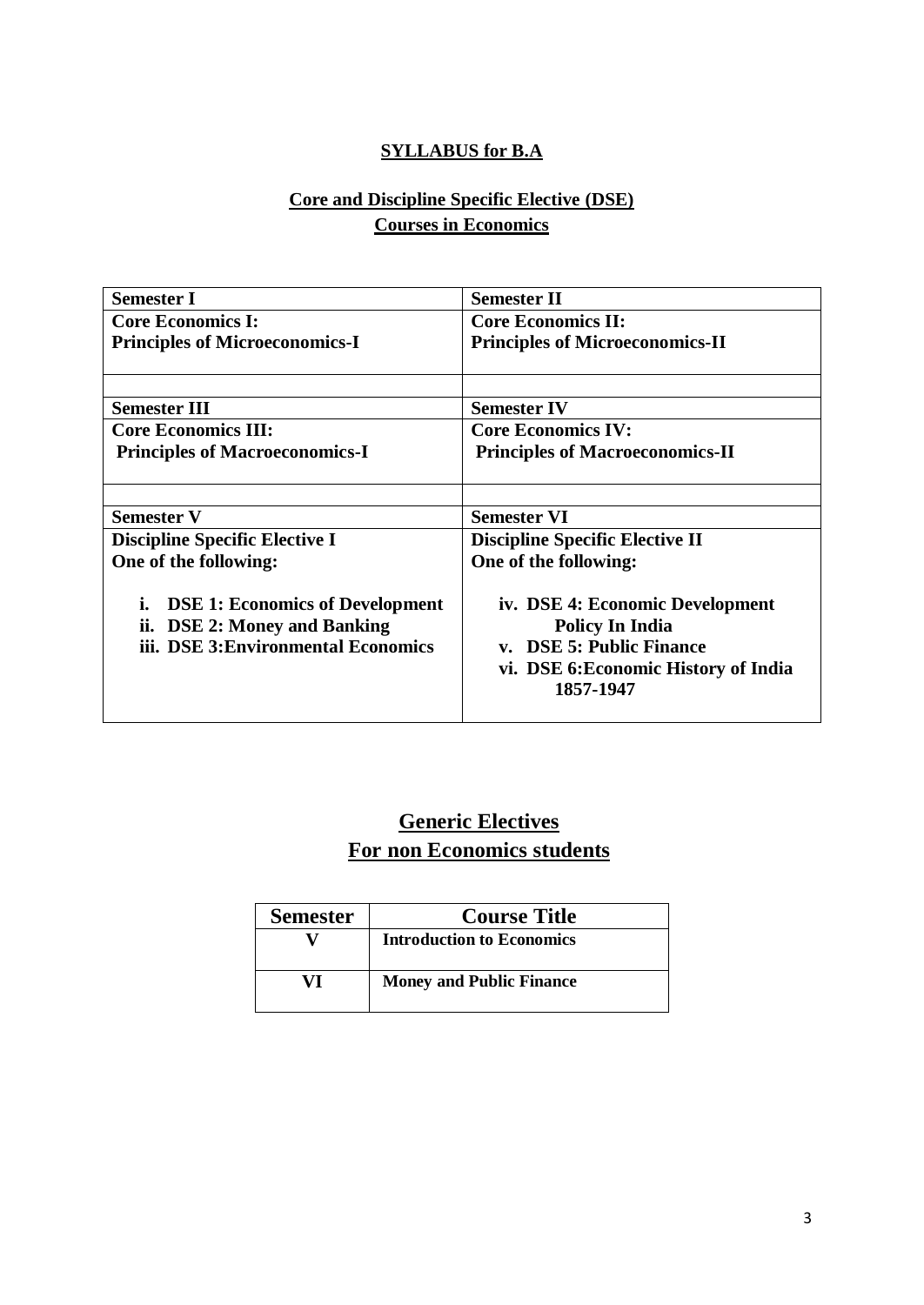## SYLLABUS for B.A

## Core and Discipline Specific Elective (DSE) Courses in Economics

| **Semester I** | **Semester II** |
|---|---|
| **Core Economics I:** **Principles of Microeconomics-I** | **Core Economics II:** **Principles of Microeconomics-II** |
| | |
| **Semester III** | **Semester IV** |
| **Core Economics III:** **Principles of Macroeconomics-I** | **Core Economics IV:** **Principles of Macroeconomics-II** |
| | |
| **Semester V** | **Semester VI** |
| **Discipline Specific Elective I** **One of the following:** <br> **i. DSE 1: Economics of Development** <br> **ii. DSE 2: Money and Banking** <br> **iii. DSE 3:Environmental Economics** | **Discipline Specific Elective II** **One of the following:** <br> **iv. DSE 4: Economic Development Policy In India** <br> **v. DSE 5: Public Finance** <br> **vi. DSE 6:Economic History of India 1857-1947** |

## Generic Electives For non Economics students

| Semester | Course Title |
|---|---|
| V | **Introduction to Economics** |
| VI | **Money and Public Finance** |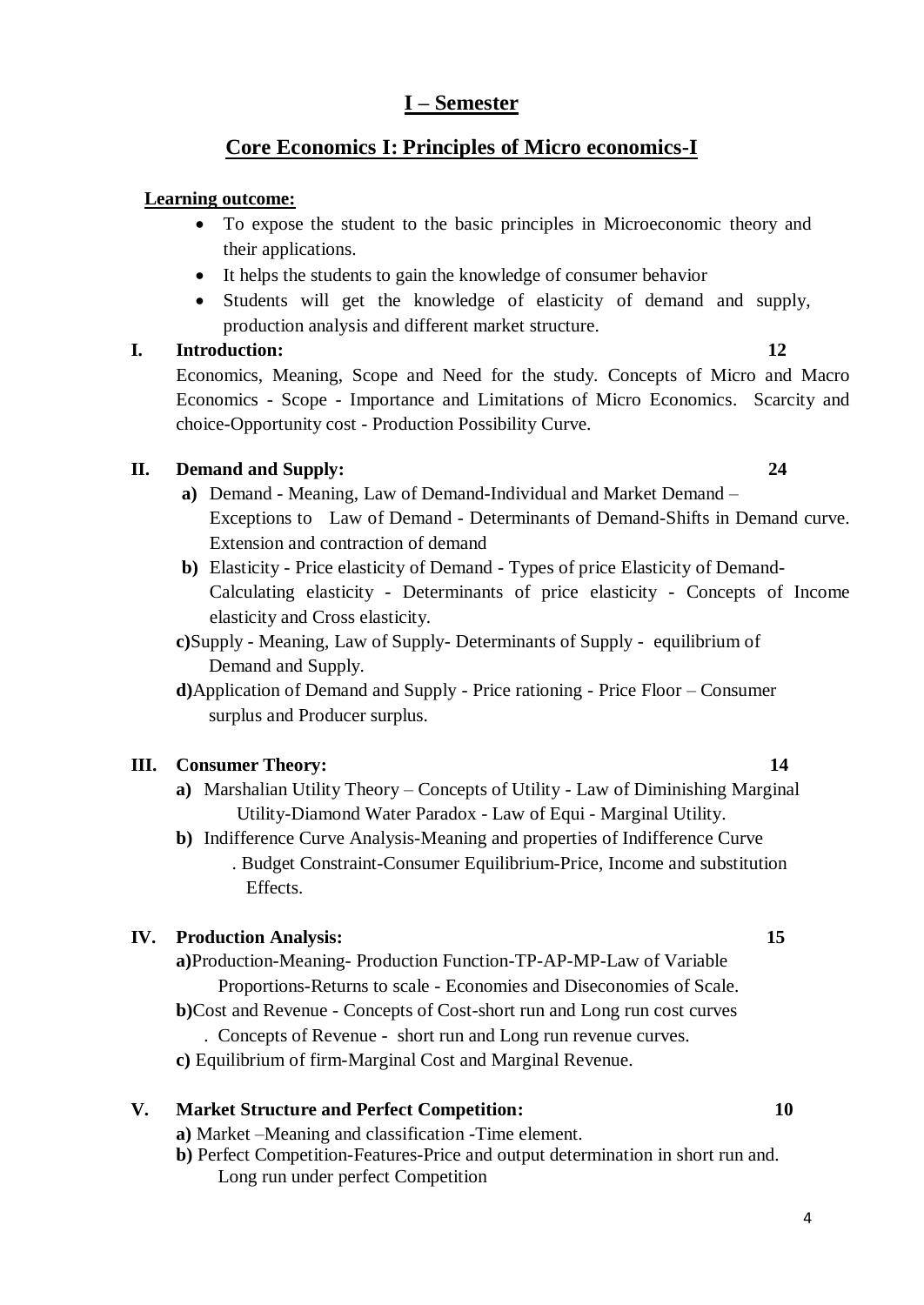## I – Semester

## Core Economics I: Principles of Micro economics-I

**Learning outcome:**

- To expose the student to the basic principles in Microeconomic theory and their applications.
- It helps the students to gain the knowledge of consumer behavior
- Students will get the knowledge of elasticity of demand and supply, production analysis and different market structure.

**I. Introduction:** **12**

Economics, Meaning, Scope and Need for the study. Concepts of Micro and Macro Economics - Scope - Importance and Limitations of Micro Economics. Scarcity and choice-Opportunity cost - Production Possibility Curve.

**II. Demand and Supply:** **24**

**a)** Demand - Meaning, Law of Demand-Individual and Market Demand – Exceptions to Law of Demand - Determinants of Demand-Shifts in Demand curve. Extension and contraction of demand

**b)** Elasticity - Price elasticity of Demand - Types of price Elasticity of Demand-Calculating elasticity - Determinants of price elasticity - Concepts of Income elasticity and Cross elasticity.

**c)** Supply - Meaning, Law of Supply- Determinants of Supply - equilibrium of Demand and Supply.

**d)** Application of Demand and Supply - Price rationing - Price Floor – Consumer surplus and Producer surplus.

**III. Consumer Theory:** **14**

**a)** Marshalian Utility Theory – Concepts of Utility - Law of Diminishing Marginal Utility-Diamond Water Paradox - Law of Equi - Marginal Utility.

**b)** Indifference Curve Analysis-Meaning and properties of Indifference Curve . Budget Constraint-Consumer Equilibrium-Price, Income and substitution Effects.

**IV. Production Analysis:** **15**

**a)** Production-Meaning- Production Function-TP-AP-MP-Law of Variable Proportions-Returns to scale - Economies and Diseconomies of Scale.

**b)** Cost and Revenue - Concepts of Cost-short run and Long run cost curves . Concepts of Revenue - short run and Long run revenue curves.

**c)** Equilibrium of firm-Marginal Cost and Marginal Revenue.

**V. Market Structure and Perfect Competition:** **10**

**a)** Market –Meaning and classification -Time element.

**b)** Perfect Competition-Features-Price and output determination in short run and. Long run under perfect Competition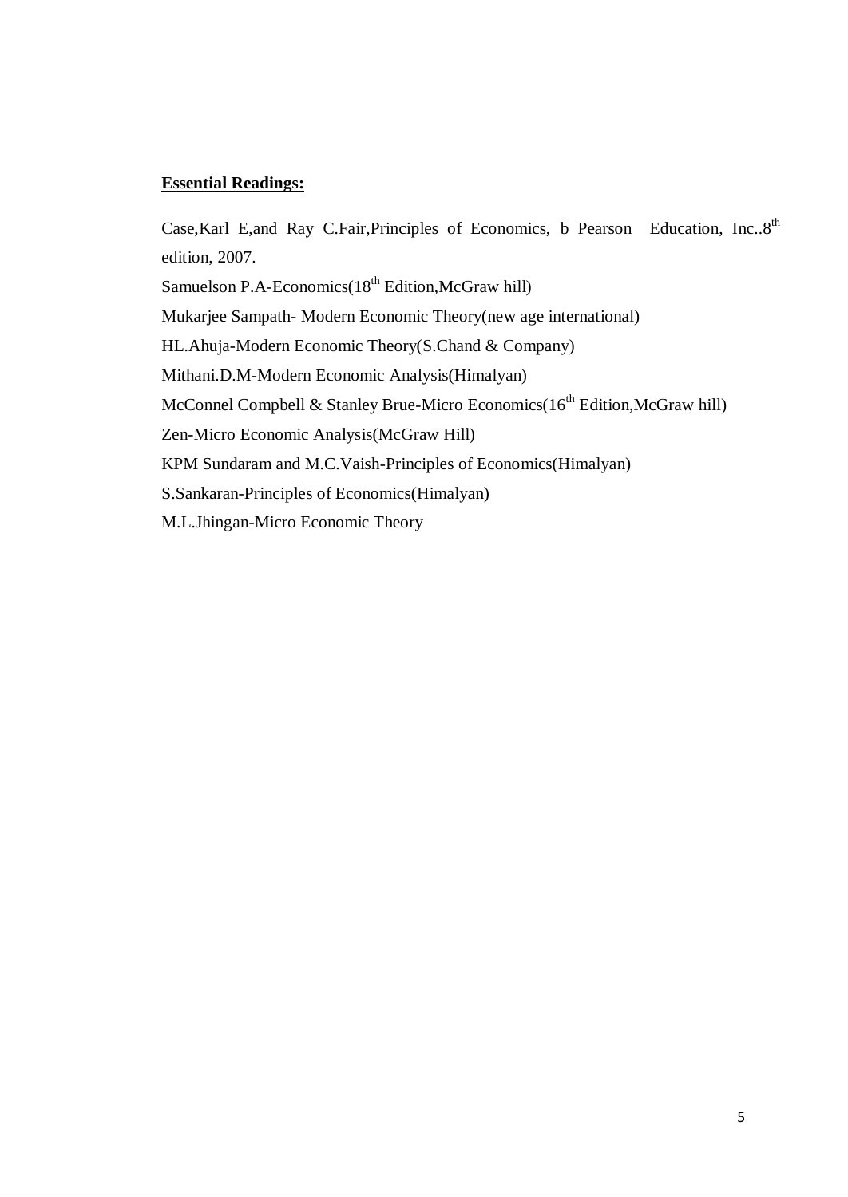**Essential Readings:**

Case,Karl E,and Ray C.Fair,Principles of Economics, b Pearson Education, Inc..8th edition, 2007.

Samuelson P.A-Economics(18th Edition,McGraw hill)

Mukarjee Sampath- Modern Economic Theory(new age international)

HL.Ahuja-Modern Economic Theory(S.Chand & Company)

Mithani.D.M-Modern Economic Analysis(Himalyan)

McConnel Compbell & Stanley Brue-Micro Economics(16th Edition,McGraw hill)

Zen-Micro Economic Analysis(McGraw Hill)

KPM Sundaram and M.C.Vaish-Principles of Economics(Himalyan)

S.Sankaran-Principles of Economics(Himalyan)

M.L.Jhingan-Micro Economic Theory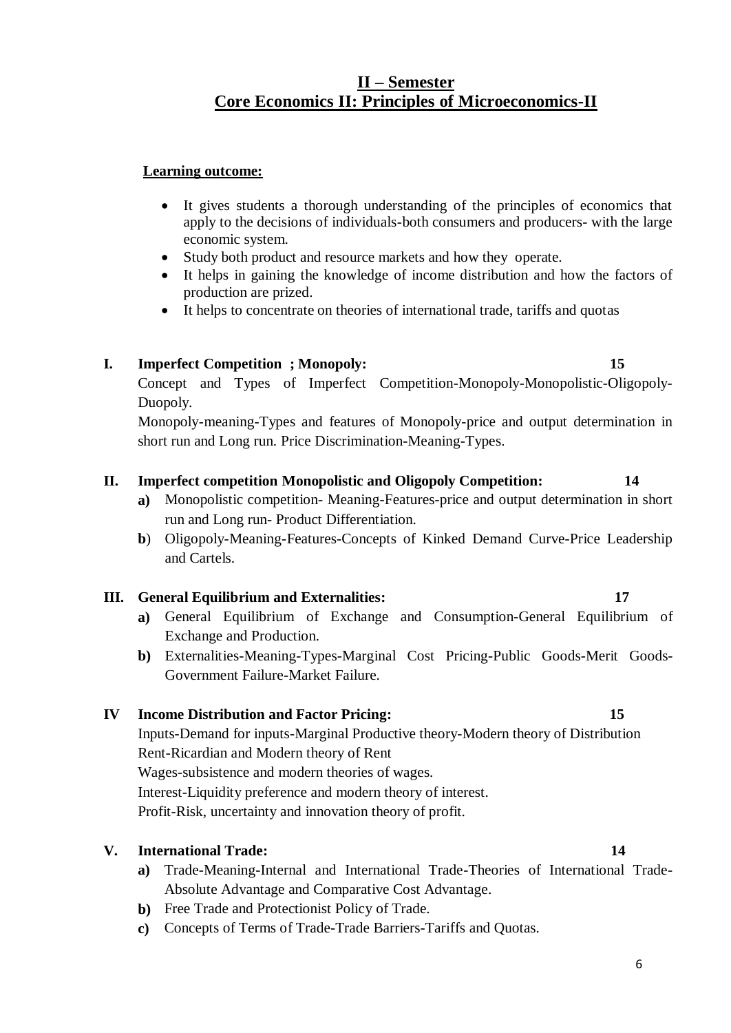# II – Semester

## Core Economics II: Principles of Microeconomics-II

**Learning outcome:**

- It gives students a thorough understanding of the principles of economics that apply to the decisions of individuals-both consumers and producers- with the large economic system.
- Study both product and resource markets and how they operate.
- It helps in gaining the knowledge of income distribution and how the factors of production are prized.
- It helps to concentrate on theories of international trade, tariffs and quotas

### I. Imperfect Competition ; Monopoly: 15

Concept and Types of Imperfect Competition-Monopoly-Monopolistic-Oligopoly-Duopoly.

Monopoly-meaning-Types and features of Monopoly-price and output determination in short run and Long run. Price Discrimination-Meaning-Types.

### II. Imperfect competition Monopolistic and Oligopoly Competition: 14

**a)** Monopolistic competition- Meaning-Features-price and output determination in short run and Long run- Product Differentiation.

**b**) Oligopoly-Meaning-Features-Concepts of Kinked Demand Curve-Price Leadership and Cartels.

### III. General Equilibrium and Externalities: 17

**a)** General Equilibrium of Exchange and Consumption-General Equilibrium of Exchange and Production.

**b)** Externalities-Meaning-Types-Marginal Cost Pricing-Public Goods-Merit Goods-Government Failure-Market Failure.

### IV Income Distribution and Factor Pricing: 15

Inputs-Demand for inputs-Marginal Productive theory-Modern theory of Distribution

Rent-Ricardian and Modern theory of Rent

Wages-subsistence and modern theories of wages.

Interest-Liquidity preference and modern theory of interest.

Profit-Risk, uncertainty and innovation theory of profit.

### V. International Trade: 14

**a)** Trade-Meaning-Internal and International Trade-Theories of International Trade-Absolute Advantage and Comparative Cost Advantage.

**b)** Free Trade and Protectionist Policy of Trade.

**c)** Concepts of Terms of Trade-Trade Barriers-Tariffs and Quotas.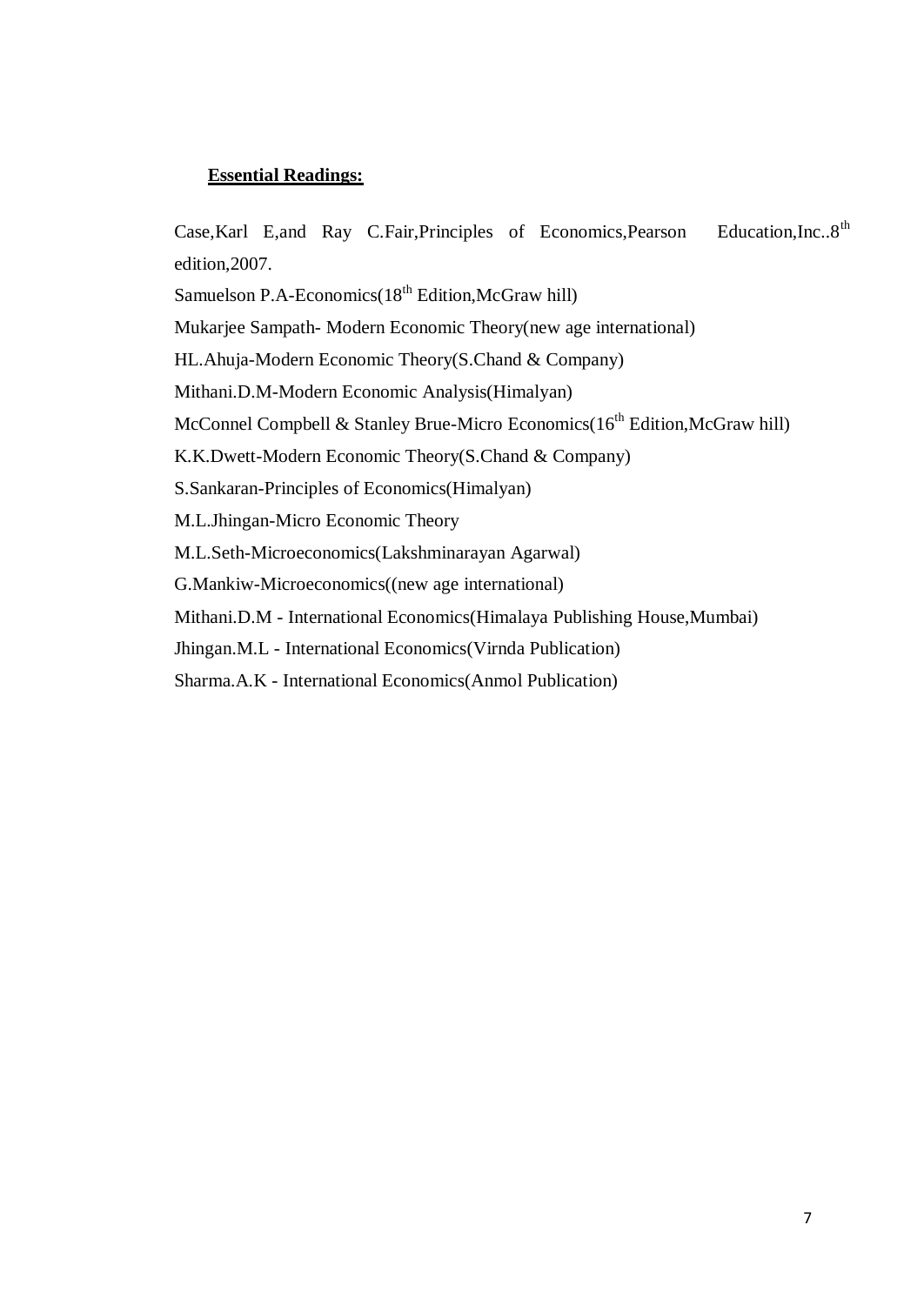**Essential Readings:**

Case,Karl E,and Ray C.Fair,Principles of Economics,Pearson Education,Inc..8th edition,2007.

Samuelson P.A-Economics(18th Edition,McGraw hill)

Mukarjee Sampath- Modern Economic Theory(new age international)

HL.Ahuja-Modern Economic Theory(S.Chand & Company)

Mithani.D.M-Modern Economic Analysis(Himalyan)

McConnel Compbell & Stanley Brue-Micro Economics(16th Edition,McGraw hill)

K.K.Dwett-Modern Economic Theory(S.Chand & Company)

S.Sankaran-Principles of Economics(Himalyan)

M.L.Jhingan-Micro Economic Theory

M.L.Seth-Microeconomics(Lakshminarayan Agarwal)

G.Mankiw-Microeconomics((new age international)

Mithani.D.M - International Economics(Himalaya Publishing House,Mumbai)

Jhingan.M.L - International Economics(Virnda Publication)

Sharma.A.K - International Economics(Anmol Publication)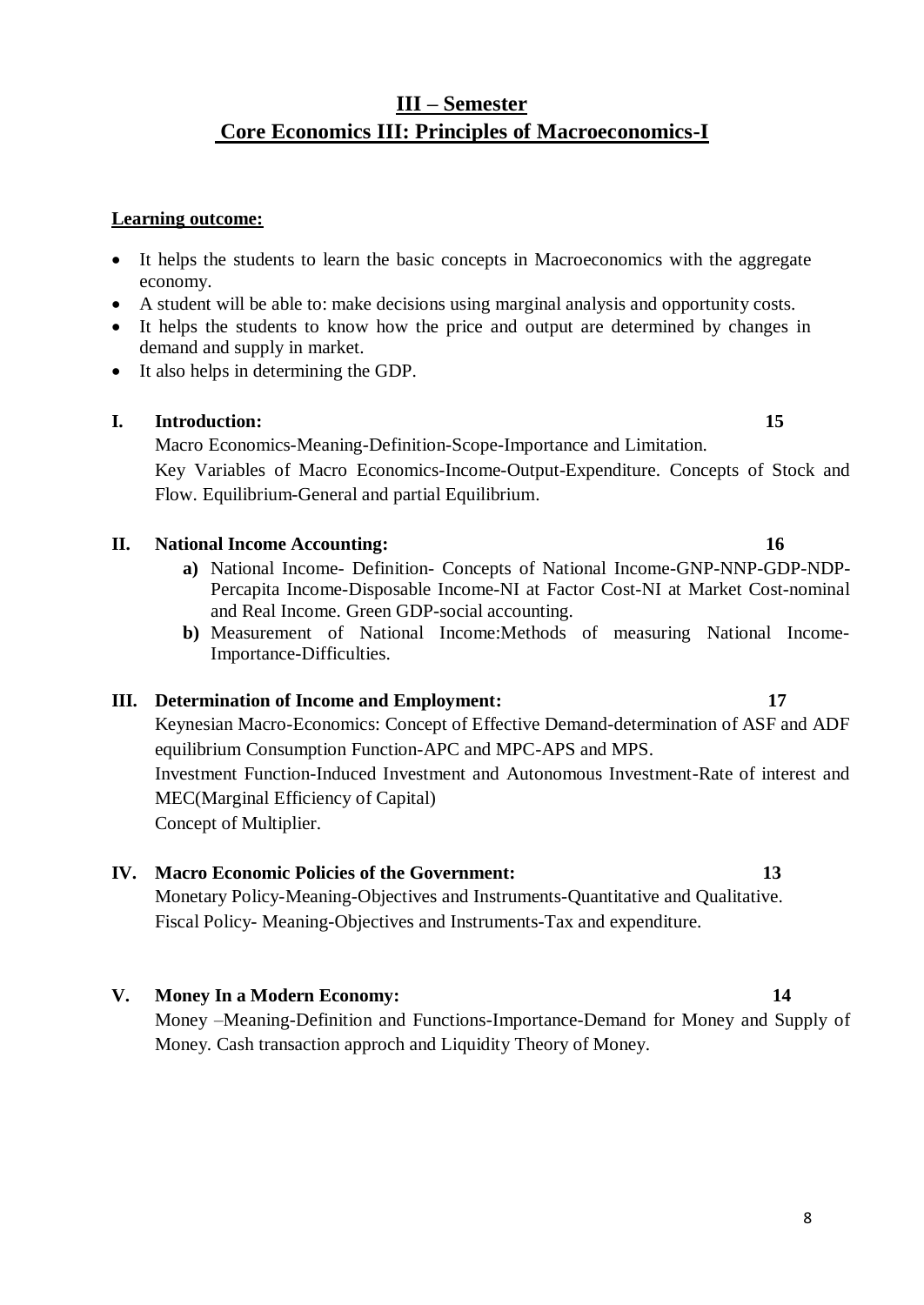# III – Semester
# Core Economics III: Principles of Macroeconomics-I

**Learning outcome:**

- It helps the students to learn the basic concepts in Macroeconomics with the aggregate economy.
- A student will be able to: make decisions using marginal analysis and opportunity costs.
- It helps the students to know how the price and output are determined by changes in demand and supply in market.
- It also helps in determining the GDP.

**I. Introduction: 15**

Macro Economics-Meaning-Definition-Scope-Importance and Limitation.
Key Variables of Macro Economics-Income-Output-Expenditure. Concepts of Stock and Flow. Equilibrium-General and partial Equilibrium.

**II. National Income Accounting: 16**

**a)** National Income- Definition- Concepts of National Income-GNP-NNP-GDP-NDP-Percapita Income-Disposable Income-NI at Factor Cost-NI at Market Cost-nominal and Real Income. Green GDP-social accounting.

**b)** Measurement of National Income:Methods of measuring National Income-Importance-Difficulties.

**III. Determination of Income and Employment: 17**

Keynesian Macro-Economics: Concept of Effective Demand-determination of ASF and ADF equilibrium Consumption Function-APC and MPC-APS and MPS.
Investment Function-Induced Investment and Autonomous Investment-Rate of interest and MEC(Marginal Efficiency of Capital)
Concept of Multiplier.

**IV. Macro Economic Policies of the Government: 13**

Monetary Policy-Meaning-Objectives and Instruments-Quantitative and Qualitative.
Fiscal Policy- Meaning-Objectives and Instruments-Tax and expenditure.

**V. Money In a Modern Economy: 14**

Money –Meaning-Definition and Functions-Importance-Demand for Money and Supply of Money. Cash transaction approch and Liquidity Theory of Money.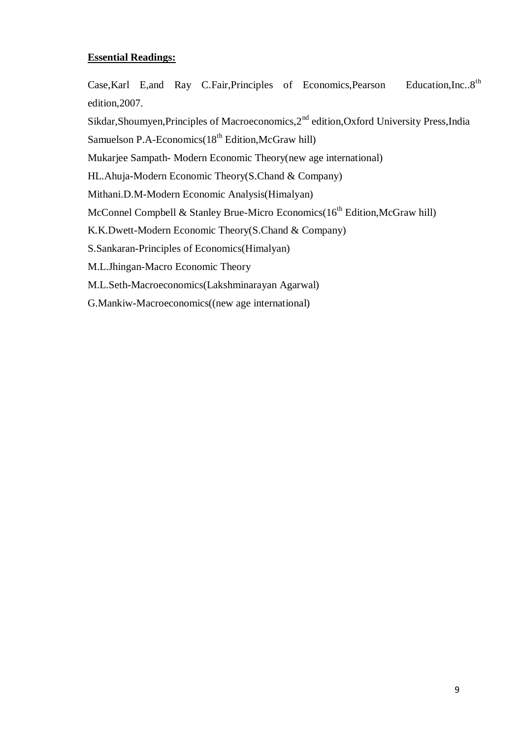**Essential Readings:**

Case,Karl E,and Ray C.Fair,Principles of Economics,Pearson Education,Inc..8th edition,2007.

Sikdar,Shoumyen,Principles of Macroeconomics,2nd edition,Oxford University Press,India

Samuelson P.A-Economics(18th Edition,McGraw hill)

Mukarjee Sampath- Modern Economic Theory(new age international)

HL.Ahuja-Modern Economic Theory(S.Chand & Company)

Mithani.D.M-Modern Economic Analysis(Himalyan)

McConnel Compbell & Stanley Brue-Micro Economics(16th Edition,McGraw hill)

K.K.Dwett-Modern Economic Theory(S.Chand & Company)

S.Sankaran-Principles of Economics(Himalyan)

M.L.Jhingan-Macro Economic Theory

M.L.Seth-Macroeconomics(Lakshminarayan Agarwal)

G.Mankiw-Macroeconomics((new age international)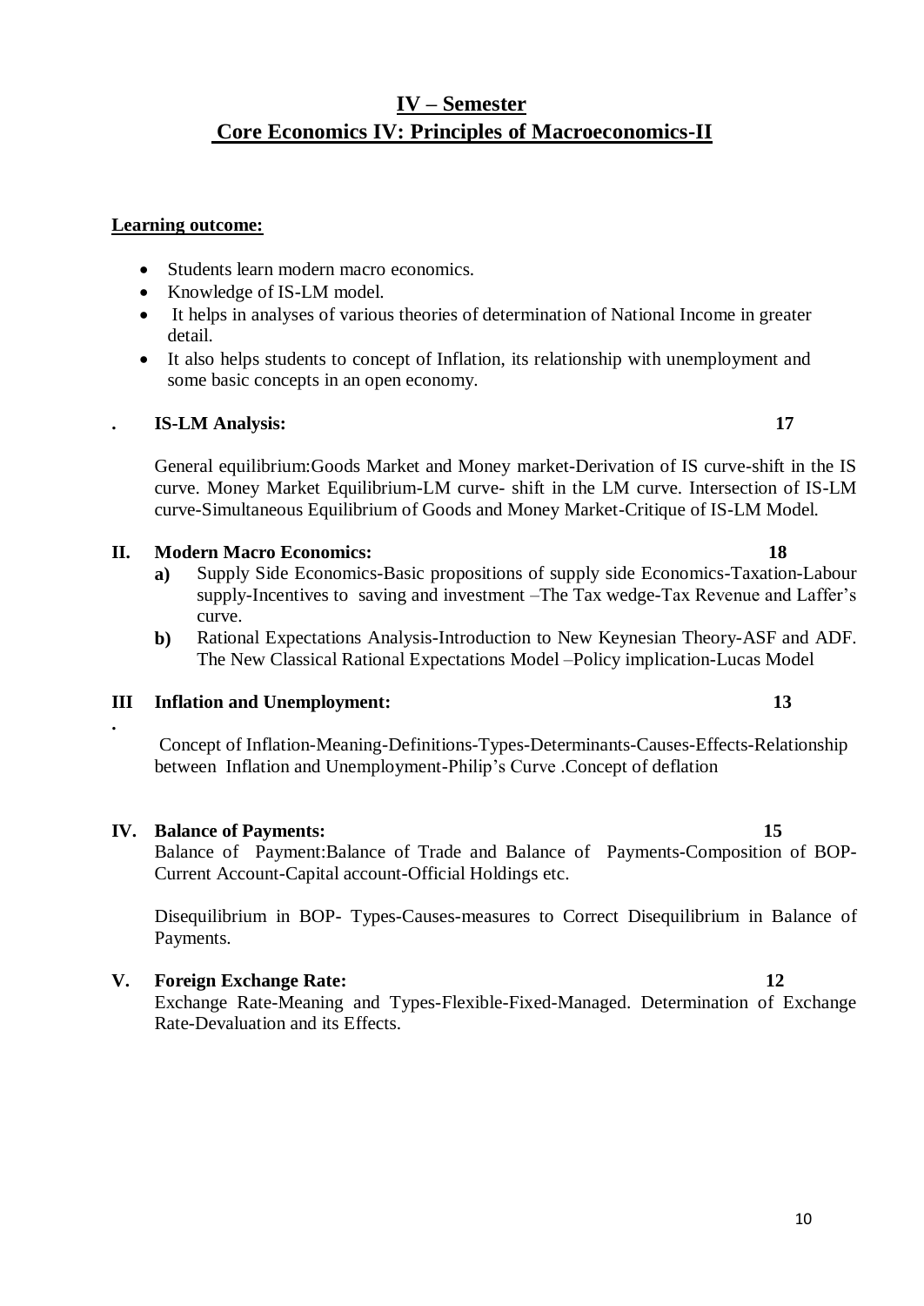# IV – Semester

## Core Economics IV: Principles of Macroeconomics-II

**Learning outcome:**

- Students learn modern macro economics.
- Knowledge of IS-LM model.
- It helps in analyses of various theories of determination of National Income in greater detail.
- It also helps students to concept of Inflation, its relationship with unemployment and some basic concepts in an open economy.

**. IS-LM Analysis: 17**

General equilibrium:Goods Market and Money market-Derivation of IS curve-shift in the IS curve. Money Market Equilibrium-LM curve- shift in the LM curve. Intersection of IS-LM curve-Simultaneous Equilibrium of Goods and Money Market-Critique of IS-LM Model.

**II. Modern Macro Economics: 18**

- **a)** Supply Side Economics-Basic propositions of supply side Economics-Taxation-Labour supply-Incentives to saving and investment –The Tax wedge-Tax Revenue and Laffer's curve.
- **b)** Rational Expectations Analysis-Introduction to New Keynesian Theory-ASF and ADF. The New Classical Rational Expectations Model –Policy implication-Lucas Model

**III. Inflation and Unemployment: 13**

Concept of Inflation-Meaning-Definitions-Types-Determinants-Causes-Effects-Relationship between Inflation and Unemployment-Philip's Curve .Concept of deflation

**IV. Balance of Payments: 15**

Balance of Payment:Balance of Trade and Balance of Payments-Composition of BOP-Current Account-Capital account-Official Holdings etc.

Disequilibrium in BOP- Types-Causes-measures to Correct Disequilibrium in Balance of Payments.

**V. Foreign Exchange Rate: 12**

Exchange Rate-Meaning and Types-Flexible-Fixed-Managed. Determination of Exchange Rate-Devaluation and its Effects.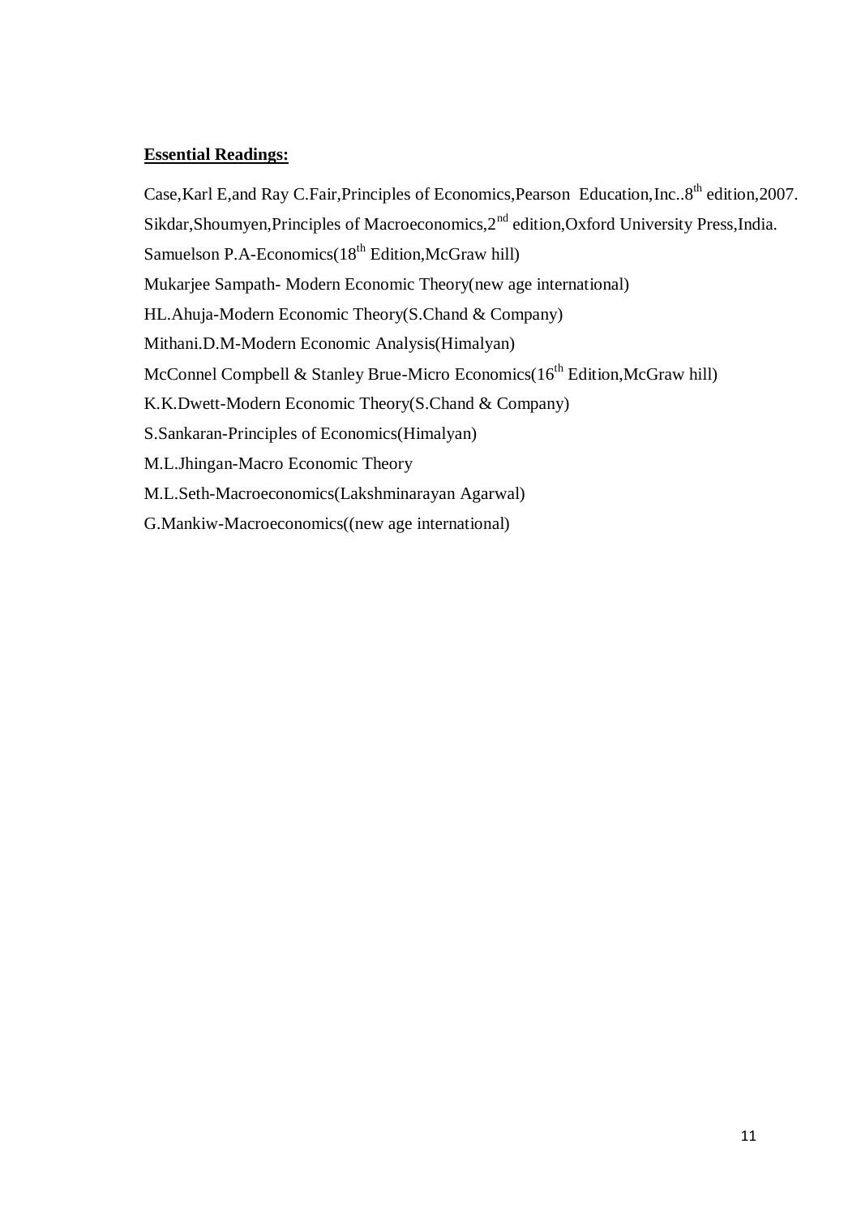**Essential Readings:**

Case,Karl E,and Ray C.Fair,Principles of Economics,Pearson Education,Inc..8th edition,2007.

Sikdar,Shoumyen,Principles of Macroeconomics,2nd edition,Oxford University Press,India.

Samuelson P.A-Economics(18th Edition,McGraw hill)

Mukarjee Sampath- Modern Economic Theory(new age international)

HL.Ahuja-Modern Economic Theory(S.Chand & Company)

Mithani.D.M-Modern Economic Analysis(Himalyan)

McConnel Compbell & Stanley Brue-Micro Economics(16th Edition,McGraw hill)

K.K.Dwett-Modern Economic Theory(S.Chand & Company)

S.Sankaran-Principles of Economics(Himalyan)

M.L.Jhingan-Macro Economic Theory

M.L.Seth-Macroeconomics(Lakshminarayan Agarwal)

G.Mankiw-Macroeconomics((new age international)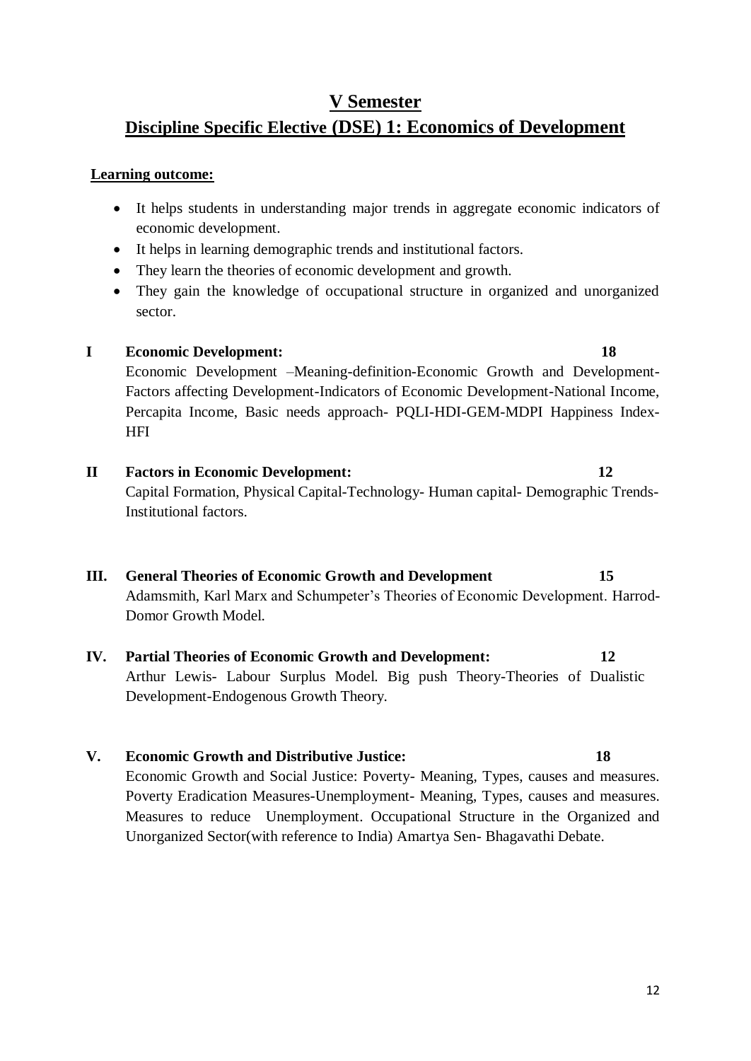# V Semester

## Discipline Specific Elective (DSE) 1: Economics of Development

**Learning outcome:**

- It helps students in understanding major trends in aggregate economic indicators of economic development.
- It helps in learning demographic trends and institutional factors.
- They learn the theories of economic development and growth.
- They gain the knowledge of occupational structure in organized and unorganized sector.

**I Economic Development: 18**

Economic Development –Meaning-definition-Economic Growth and Development-Factors affecting Development-Indicators of Economic Development-National Income, Percapita Income, Basic needs approach- PQLI-HDI-GEM-MDPI Happiness Index-HFI

**II Factors in Economic Development: 12**

Capital Formation, Physical Capital-Technology- Human capital- Demographic Trends-Institutional factors.

**III. General Theories of Economic Growth and Development 15**

Adamsmith, Karl Marx and Schumpeter's Theories of Economic Development. Harrod-Domor Growth Model.

**IV. Partial Theories of Economic Growth and Development: 12**

Arthur Lewis- Labour Surplus Model. Big push Theory-Theories of Dualistic Development-Endogenous Growth Theory.

**V. Economic Growth and Distributive Justice: 18**

Economic Growth and Social Justice: Poverty- Meaning, Types, causes and measures. Poverty Eradication Measures-Unemployment- Meaning, Types, causes and measures. Measures to reduce Unemployment. Occupational Structure in the Organized and Unorganized Sector(with reference to India) Amartya Sen- Bhagavathi Debate.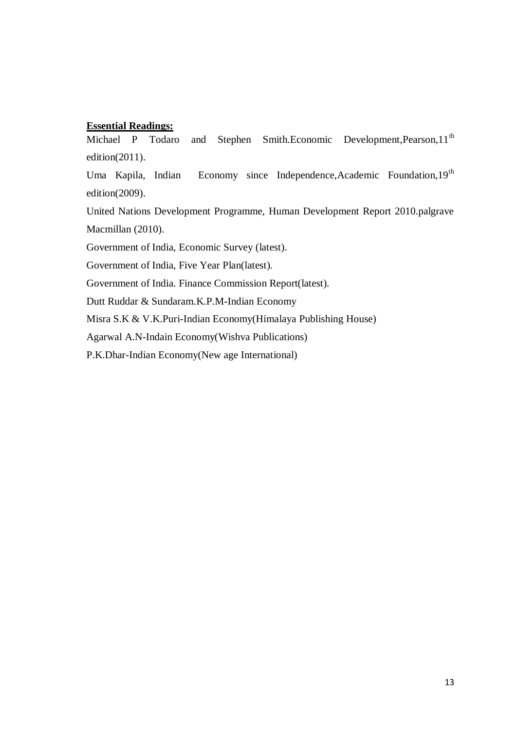**Essential Readings:**

Michael P Todaro and Stephen Smith.Economic Development,Pearson,11th edition(2011).

Uma Kapila, Indian Economy since Independence,Academic Foundation,19th edition(2009).

United Nations Development Programme, Human Development Report 2010.palgrave Macmillan (2010).

Government of India, Economic Survey (latest).

Government of India, Five Year Plan(latest).

Government of India. Finance Commission Report(latest).

Dutt Ruddar & Sundaram.K.P.M-Indian Economy

Misra S.K & V.K.Puri-Indian Economy(Himalaya Publishing House)

Agarwal A.N-Indain Economy(Wishva Publications)

P.K.Dhar-Indian Economy(New age International)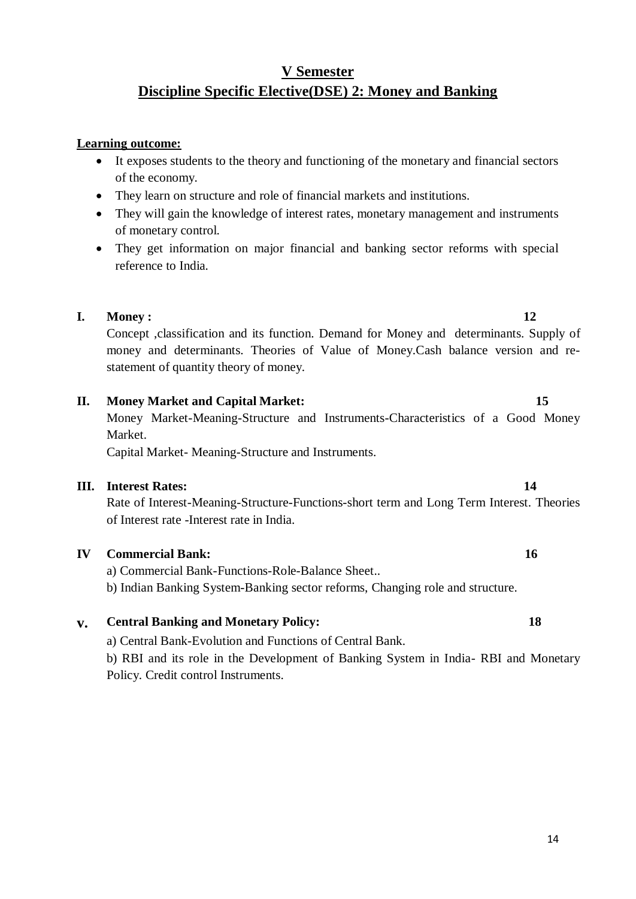# V Semester

# Discipline Specific Elective(DSE) 2: Money and Banking

**Learning outcome:**

- It exposes students to the theory and functioning of the monetary and financial sectors of the economy.
- They learn on structure and role of financial markets and institutions.
- They will gain the knowledge of interest rates, monetary management and instruments of monetary control.
- They get information on major financial and banking sector reforms with special reference to India.

**I. Money : 12**

Concept ,classification and its function. Demand for Money and determinants. Supply of money and determinants. Theories of Value of Money.Cash balance version and re-statement of quantity theory of money.

**II. Money Market and Capital Market: 15**

Money Market-Meaning-Structure and Instruments-Characteristics of a Good Money Market.

Capital Market- Meaning-Structure and Instruments.

**III. Interest Rates: 14**

Rate of Interest-Meaning-Structure-Functions-short term and Long Term Interest. Theories of Interest rate -Interest rate in India.

**IV Commercial Bank: 16**

a) Commercial Bank-Functions-Role-Balance Sheet..

b) Indian Banking System-Banking sector reforms, Changing role and structure.

**v. Central Banking and Monetary Policy: 18**

a) Central Bank-Evolution and Functions of Central Bank.

b) RBI and its role in the Development of Banking System in India- RBI and Monetary Policy. Credit control Instruments.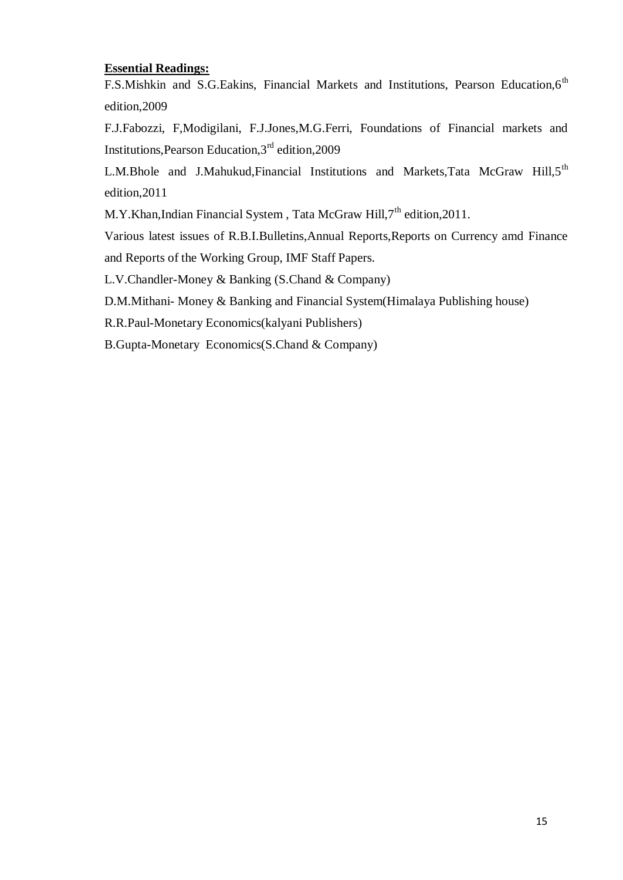**Essential Readings:**

F.S.Mishkin and S.G.Eakins, Financial Markets and Institutions, Pearson Education,6th edition,2009

F.J.Fabozzi, F,Modigilani, F.J.Jones,M.G.Ferri, Foundations of Financial markets and Institutions,Pearson Education,3rd edition,2009

L.M.Bhole and J.Mahukud,Financial Institutions and Markets,Tata McGraw Hill,5th edition,2011

M.Y.Khan,Indian Financial System , Tata McGraw Hill,7th edition,2011.

Various latest issues of R.B.I.Bulletins,Annual Reports,Reports on Currency amd Finance and Reports of the Working Group, IMF Staff Papers.

L.V.Chandler-Money & Banking (S.Chand & Company)

D.M.Mithani- Money & Banking and Financial System(Himalaya Publishing house)

R.R.Paul-Monetary Economics(kalyani Publishers)

B.Gupta-Monetary Economics(S.Chand & Company)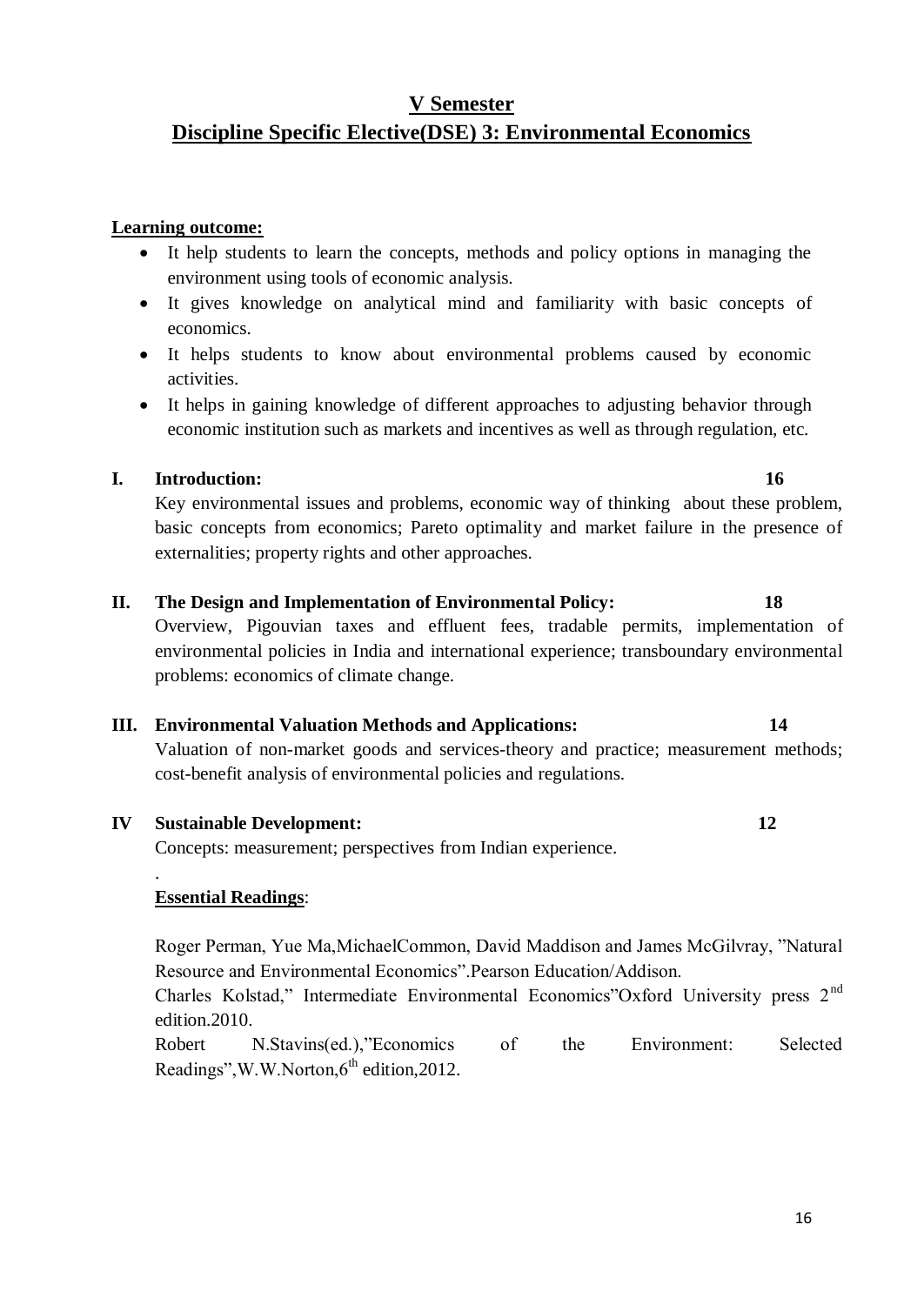## V Semester

## Discipline Specific Elective(DSE) 3: Environmental Economics

**Learning outcome:**

- It help students to learn the concepts, methods and policy options in managing the environment using tools of economic analysis.
- It gives knowledge on analytical mind and familiarity with basic concepts of economics.
- It helps students to know about environmental problems caused by economic activities.
- It helps in gaining knowledge of different approaches to adjusting behavior through economic institution such as markets and incentives as well as through regulation, etc.

**I. Introduction: 16**

Key environmental issues and problems, economic way of thinking about these problem, basic concepts from economics; Pareto optimality and market failure in the presence of externalities; property rights and other approaches.

**II. The Design and Implementation of Environmental Policy: 18**

Overview, Pigouvian taxes and effluent fees, tradable permits, implementation of environmental policies in India and international experience; transboundary environmental problems: economics of climate change.

**III. Environmental Valuation Methods and Applications: 14**

Valuation of non-market goods and services-theory and practice; measurement methods; cost-benefit analysis of environmental policies and regulations.

**IV Sustainable Development: 12**

Concepts: measurement; perspectives from Indian experience.

.

**Essential Readings**:

Roger Perman, Yue Ma,MichaelCommon, David Maddison and James McGilvray, "Natural Resource and Environmental Economics".Pearson Education/Addison.

Charles Kolstad," Intermediate Environmental Economics"Oxford University press 2nd edition.2010.

Robert N.Stavins(ed.),"Economics of the Environment: Selected Readings",W.W.Norton,6th edition,2012.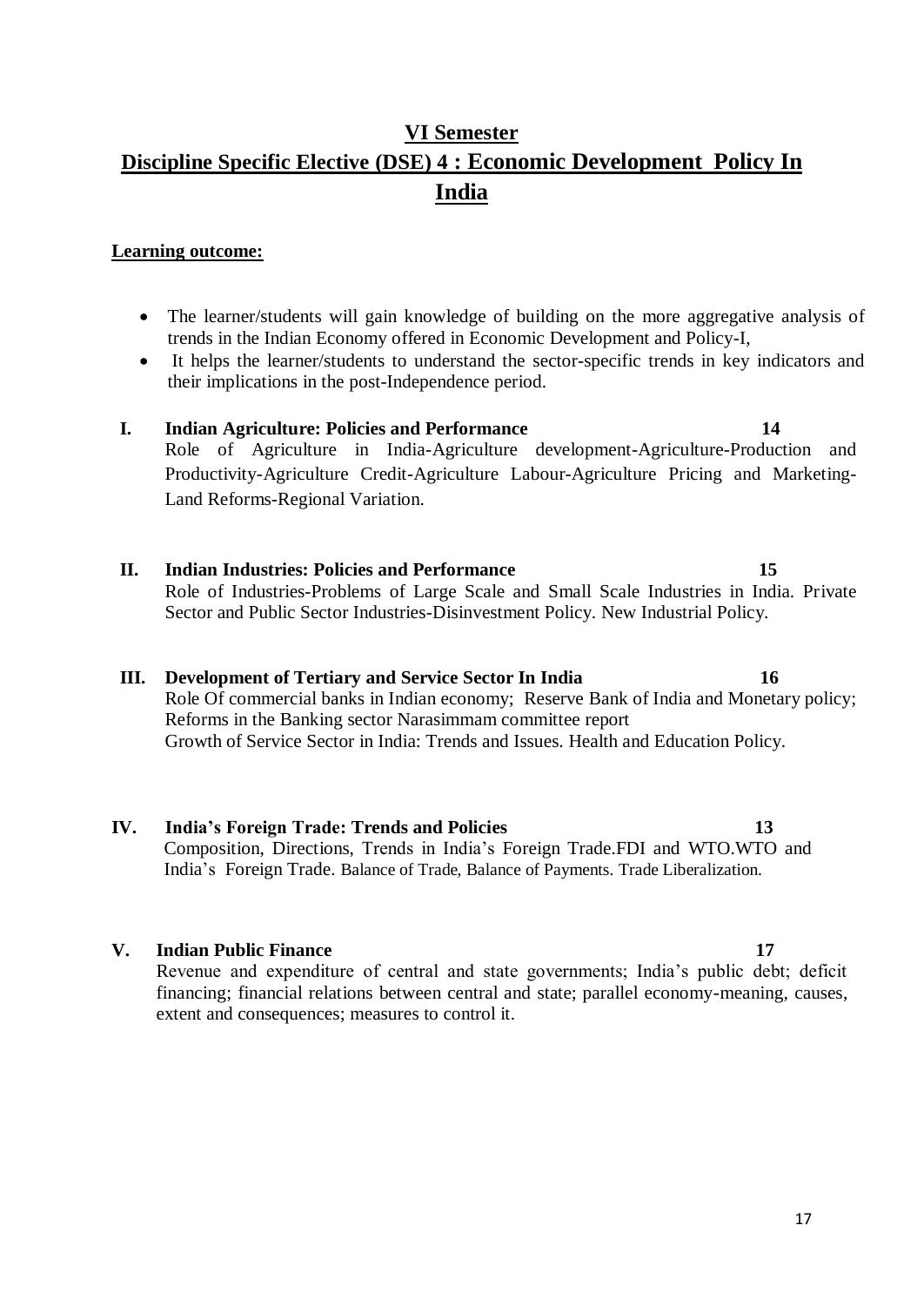## VI Semester

## Discipline Specific Elective (DSE) 4 : Economic Development Policy In India

**Learning outcome:**

- The learner/students will gain knowledge of building on the more aggregative analysis of trends in the Indian Economy offered in Economic Development and Policy-I,
- It helps the learner/students to understand the sector-specific trends in key indicators and their implications in the post-Independence period.

**I. Indian Agriculture: Policies and Performance** **14**

Role of Agriculture in India-Agriculture development-Agriculture-Production and Productivity-Agriculture Credit-Agriculture Labour-Agriculture Pricing and Marketing-Land Reforms-Regional Variation.

**II. Indian Industries: Policies and Performance** **15**

Role of Industries-Problems of Large Scale and Small Scale Industries in India. Private Sector and Public Sector Industries-Disinvestment Policy. New Industrial Policy.

**III. Development of Tertiary and Service Sector In India** **16**

Role Of commercial banks in Indian economy; Reserve Bank of India and Monetary policy; Reforms in the Banking sector Narasimmam committee report

Growth of Service Sector in India: Trends and Issues. Health and Education Policy.

**IV. India's Foreign Trade: Trends and Policies** **13**

Composition, Directions, Trends in India's Foreign Trade.FDI and WTO.WTO and India's Foreign Trade. Balance of Trade, Balance of Payments. Trade Liberalization.

**V. Indian Public Finance** **17**

Revenue and expenditure of central and state governments; India's public debt; deficit financing; financial relations between central and state; parallel economy-meaning, causes, extent and consequences; measures to control it.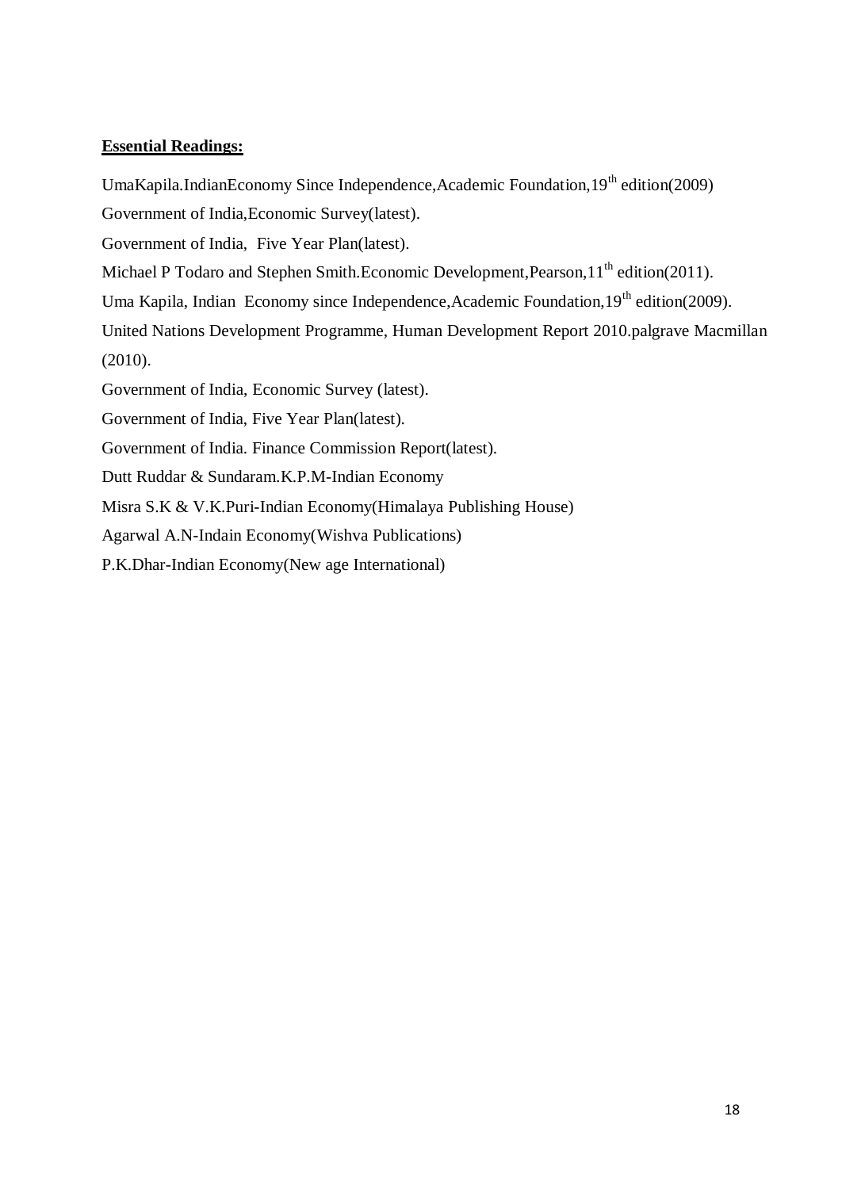**Essential Readings:**

UmaKapila.IndianEconomy Since Independence,Academic Foundation,19th edition(2009)

Government of India,Economic Survey(latest).

Government of India, Five Year Plan(latest).

Michael P Todaro and Stephen Smith.Economic Development,Pearson,11th edition(2011).

Uma Kapila, Indian Economy since Independence,Academic Foundation,19th edition(2009).

United Nations Development Programme, Human Development Report 2010.palgrave Macmillan (2010).

Government of India, Economic Survey (latest).

Government of India, Five Year Plan(latest).

Government of India. Finance Commission Report(latest).

Dutt Ruddar & Sundaram.K.P.M-Indian Economy

Misra S.K & V.K.Puri-Indian Economy(Himalaya Publishing House)

Agarwal A.N-Indain Economy(Wishva Publications)

P.K.Dhar-Indian Economy(New age International)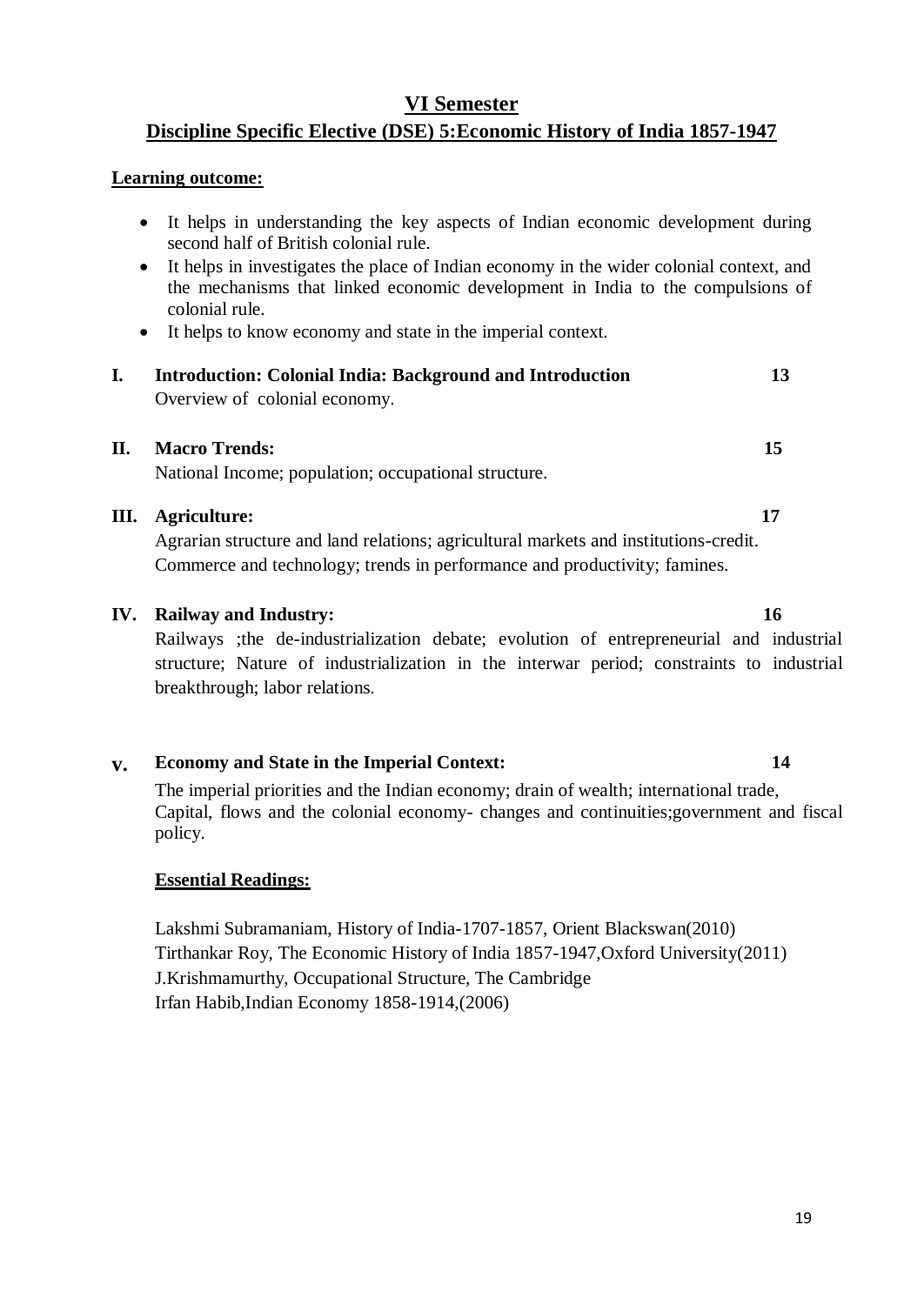## VI Semester

## Discipline Specific Elective (DSE) 5:Economic History of India 1857-1947

**Learning outcome:**

- It helps in understanding the key aspects of Indian economic development during second half of British colonial rule.
- It helps in investigates the place of Indian economy in the wider colonial context, and the mechanisms that linked economic development in India to the compulsions of colonial rule.
- It helps to know economy and state in the imperial context.

**I. Introduction: Colonial India: Background and Introduction** **13**

Overview of colonial economy.

**II. Macro Trends:** **15**

National Income; population; occupational structure.

**III. Agriculture:** **17**

Agrarian structure and land relations; agricultural markets and institutions-credit. Commerce and technology; trends in performance and productivity; famines.

**IV. Railway and Industry:** **16**

Railways ;the de-industrialization debate; evolution of entrepreneurial and industrial structure; Nature of industrialization in the interwar period; constraints to industrial breakthrough; labor relations.

**V. Economy and State in the Imperial Context:** **14**

The imperial priorities and the Indian economy; drain of wealth; international trade, Capital, flows and the colonial economy- changes and continuities;government and fiscal policy.

**Essential Readings:**

Lakshmi Subramaniam, History of India-1707-1857, Orient Blackswan(2010)
Tirthankar Roy, The Economic History of India 1857-1947,Oxford University(2011)
J.Krishmamurthy, Occupational Structure, The Cambridge
Irfan Habib,Indian Economy 1858-1914,(2006)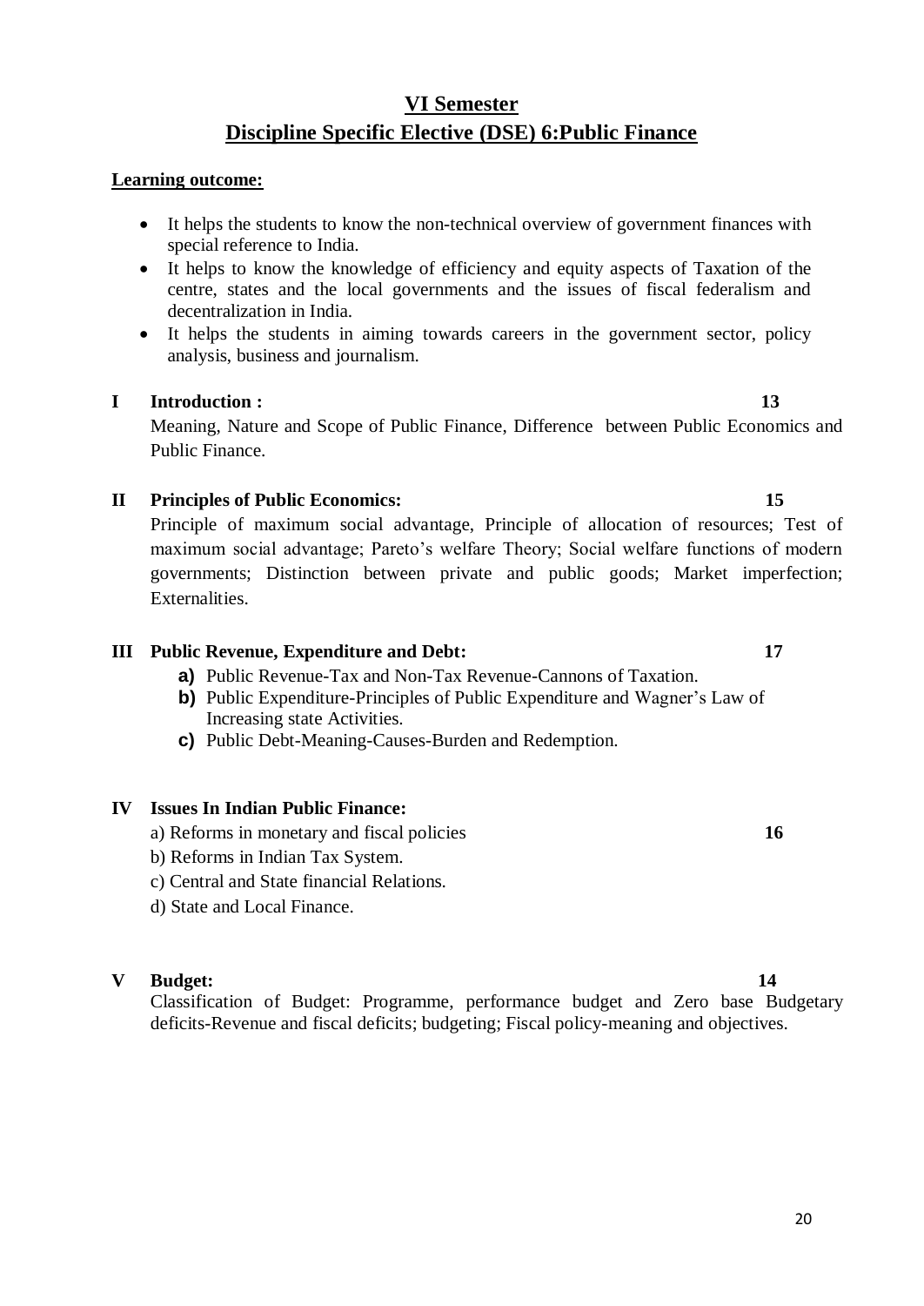# VI Semester

## Discipline Specific Elective (DSE) 6:Public Finance

**Learning outcome:**

- It helps the students to know the non-technical overview of government finances with special reference to India.
- It helps to know the knowledge of efficiency and equity aspects of Taxation of the centre, states and the local governments and the issues of fiscal federalism and decentralization in India.
- It helps the students in aiming towards careers in the government sector, policy analysis, business and journalism.

**I Introduction : 13**

Meaning, Nature and Scope of Public Finance, Difference between Public Economics and Public Finance.

**II Principles of Public Economics: 15**

Principle of maximum social advantage, Principle of allocation of resources; Test of maximum social advantage; Pareto's welfare Theory; Social welfare functions of modern governments; Distinction between private and public goods; Market imperfection; Externalities.

**III Public Revenue, Expenditure and Debt: 17**

**a)** Public Revenue-Tax and Non-Tax Revenue-Cannons of Taxation.
**b)** Public Expenditure-Principles of Public Expenditure and Wagner's Law of Increasing state Activities.
**c)** Public Debt-Meaning-Causes-Burden and Redemption.

**IV Issues In Indian Public Finance:**

a) Reforms in monetary and fiscal policies **16**
b) Reforms in Indian Tax System.
c) Central and State financial Relations.
d) State and Local Finance.

**V Budget: 14**

Classification of Budget: Programme, performance budget and Zero base Budgetary deficits-Revenue and fiscal deficits; budgeting; Fiscal policy-meaning and objectives.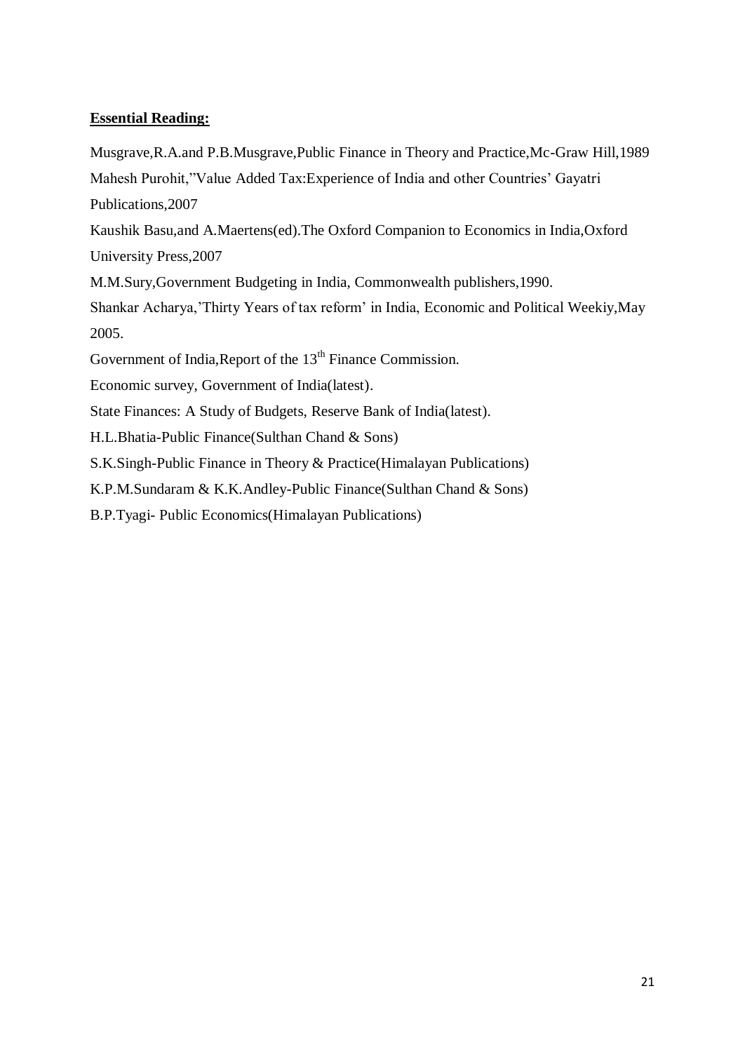**Essential Reading:**

Musgrave,R.A.and P.B.Musgrave,Public Finance in Theory and Practice,Mc-Graw Hill,1989

Mahesh Purohit,"Value Added Tax:Experience of India and other Countries' Gayatri Publications,2007

Kaushik Basu,and A.Maertens(ed).The Oxford Companion to Economics in India,Oxford University Press,2007

M.M.Sury,Government Budgeting in India, Commonwealth publishers,1990.

Shankar Acharya,'Thirty Years of tax reform' in India, Economic and Political Weekiy,May 2005.

Government of India,Report of the 13th Finance Commission.

Economic survey, Government of India(latest).

State Finances: A Study of Budgets, Reserve Bank of India(latest).

H.L.Bhatia-Public Finance(Sulthan Chand & Sons)

S.K.Singh-Public Finance in Theory & Practice(Himalayan Publications)

K.P.M.Sundaram & K.K.Andley-Public Finance(Sulthan Chand & Sons)

B.P.Tyagi- Public Economics(Himalayan Publications)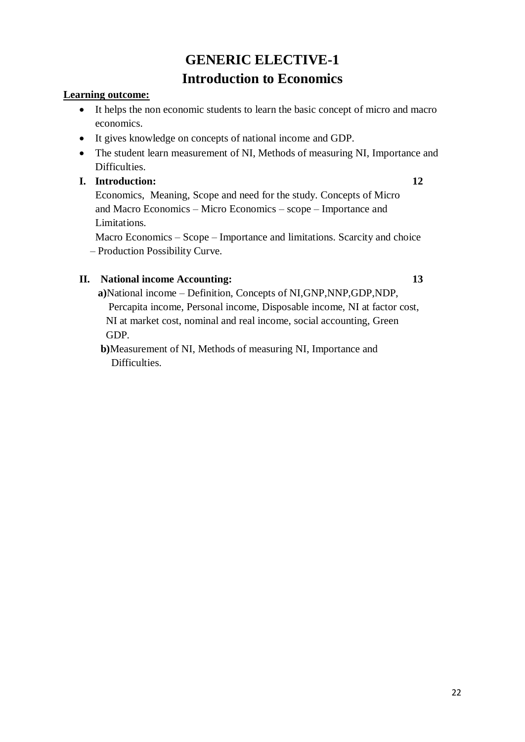# GENERIC ELECTIVE-1
# Introduction to Economics

**Learning outcome:**

- It helps the non economic students to learn the basic concept of micro and macro economics.
- It gives knowledge on concepts of national income and GDP.
- The student learn measurement of NI, Methods of measuring NI, Importance and Difficulties.

**I. Introduction:** **12**

Economics, Meaning, Scope and need for the study. Concepts of Micro and Macro Economics – Micro Economics – scope – Importance and Limitations.

Macro Economics – Scope – Importance and limitations. Scarcity and choice – Production Possibility Curve.

**II. National income Accounting:** **13**

**a)** National income – Definition, Concepts of NI,GNP,NNP,GDP,NDP, Percapita income, Personal income, Disposable income, NI at factor cost, NI at market cost, nominal and real income, social accounting, Green GDP.

**b)** Measurement of NI, Methods of measuring NI, Importance and Difficulties.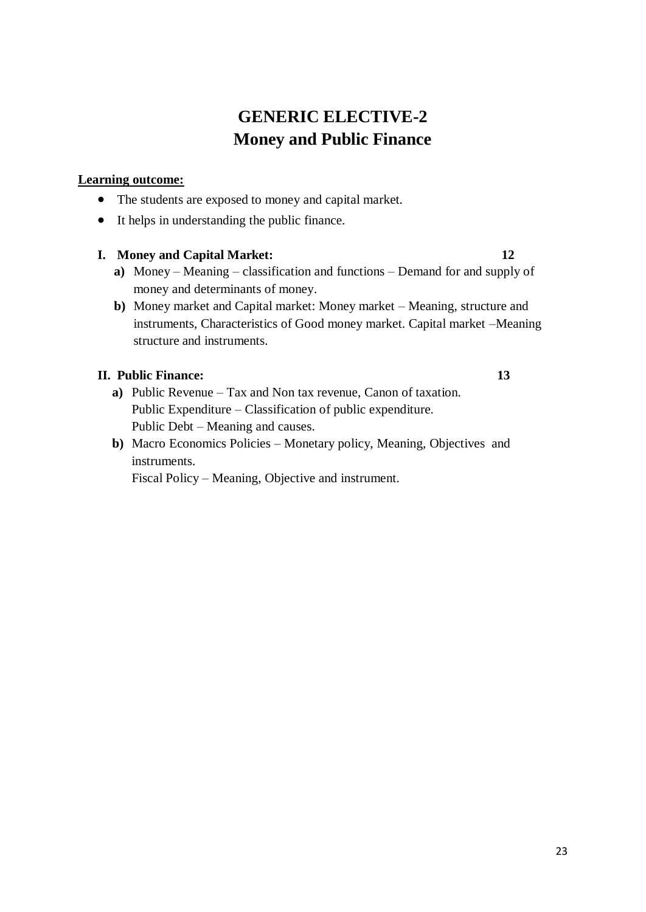# GENERIC ELECTIVE-2
# Money and Public Finance

**Learning outcome:**

- The students are exposed to money and capital market.
- It helps in understanding the public finance.

**I. Money and Capital Market: 12**

- **a)** Money – Meaning – classification and functions – Demand for and supply of money and determinants of money.
- **b)** Money market and Capital market: Money market – Meaning, structure and instruments, Characteristics of Good money market. Capital market –Meaning structure and instruments.

**II. Public Finance: 13**

- **a)** Public Revenue – Tax and Non tax revenue, Canon of taxation.
  Public Expenditure – Classification of public expenditure.
  Public Debt – Meaning and causes.
- **b)** Macro Economics Policies – Monetary policy, Meaning, Objectives and instruments.
  Fiscal Policy – Meaning, Objective and instrument.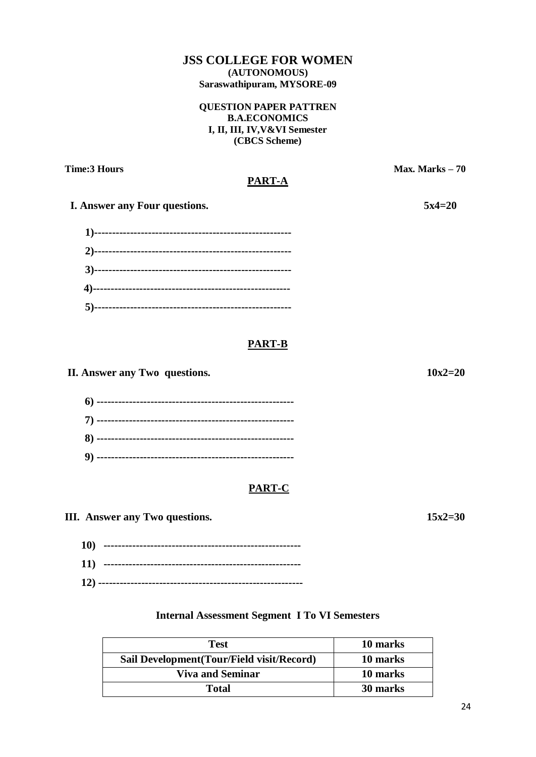# JSS COLLEGE FOR WOMEN

**(AUTONOMOUS)**

**Saraswathipuram, MYSORE-09**

**QUESTION PAPER PATTREN**

**B.A.ECONOMICS**

**I, II, III, IV,V&VI Semester**

**(CBCS Scheme)**

**Time:3 Hours** **Max. Marks – 70**

## PART-A

**I. Answer any Four questions.** **5x4=20**

1)------------------------------------------------------

2)------------------------------------------------------

3)------------------------------------------------------

4)------------------------------------------------------

5)------------------------------------------------------

## PART-B

**II. Answer any Two questions.** **10x2=20**

6) ------------------------------------------------------

7) ------------------------------------------------------

8) ------------------------------------------------------

9) ------------------------------------------------------

## PART-C

**III. Answer any Two questions.** **15x2=30**

10) ------------------------------------------------------

11) ------------------------------------------------------

12) --------------------------------------------------------

### Internal Assessment Segment I To VI Semesters

| Test | 10 marks |
|---|---|
| Sail Development(Tour/Field visit/Record) | 10 marks |
| Viva and Seminar | 10 marks |
| Total | 30 marks |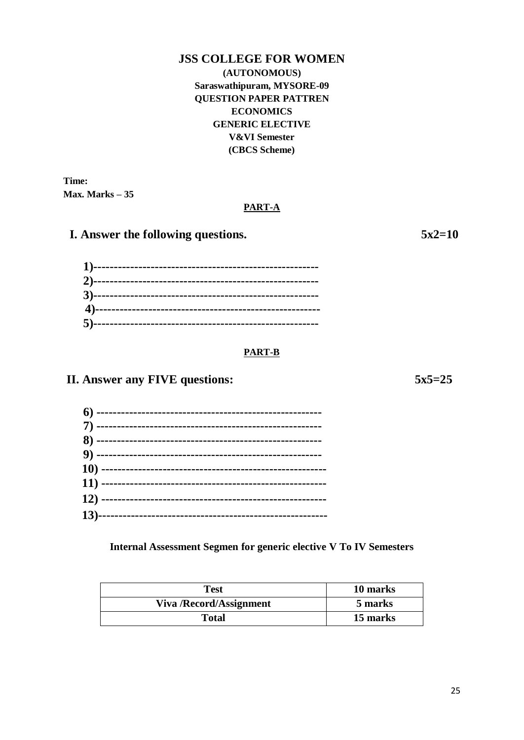# JSS COLLEGE FOR WOMEN

**(AUTONOMOUS)**
**Saraswathipuram, MYSORE-09**
**QUESTION PAPER PATTREN**
**ECONOMICS**
**GENERIC ELECTIVE**
**V&VI Semester**
**(CBCS Scheme)**

**Time:**
**Max. Marks – 35**

## PART-A

**I. Answer the following questions.** **5x2=10**

1)------------------------------------------------------
2)------------------------------------------------------
3)------------------------------------------------------
4)------------------------------------------------------
5)------------------------------------------------------

## PART-B

**II. Answer any FIVE questions:** **5x5=25**

6) ------------------------------------------------------
7) ------------------------------------------------------
8) ------------------------------------------------------
9) ------------------------------------------------------
10) ------------------------------------------------------
11) ------------------------------------------------------
12) ------------------------------------------------------
13)------------------------------------------------------

**Internal Assessment Segmen for generic elective V To IV Semesters**

| Test | 10 marks |
|---|---|
| Viva /Record/Assignment | 5 marks |
| Total | 15 marks |